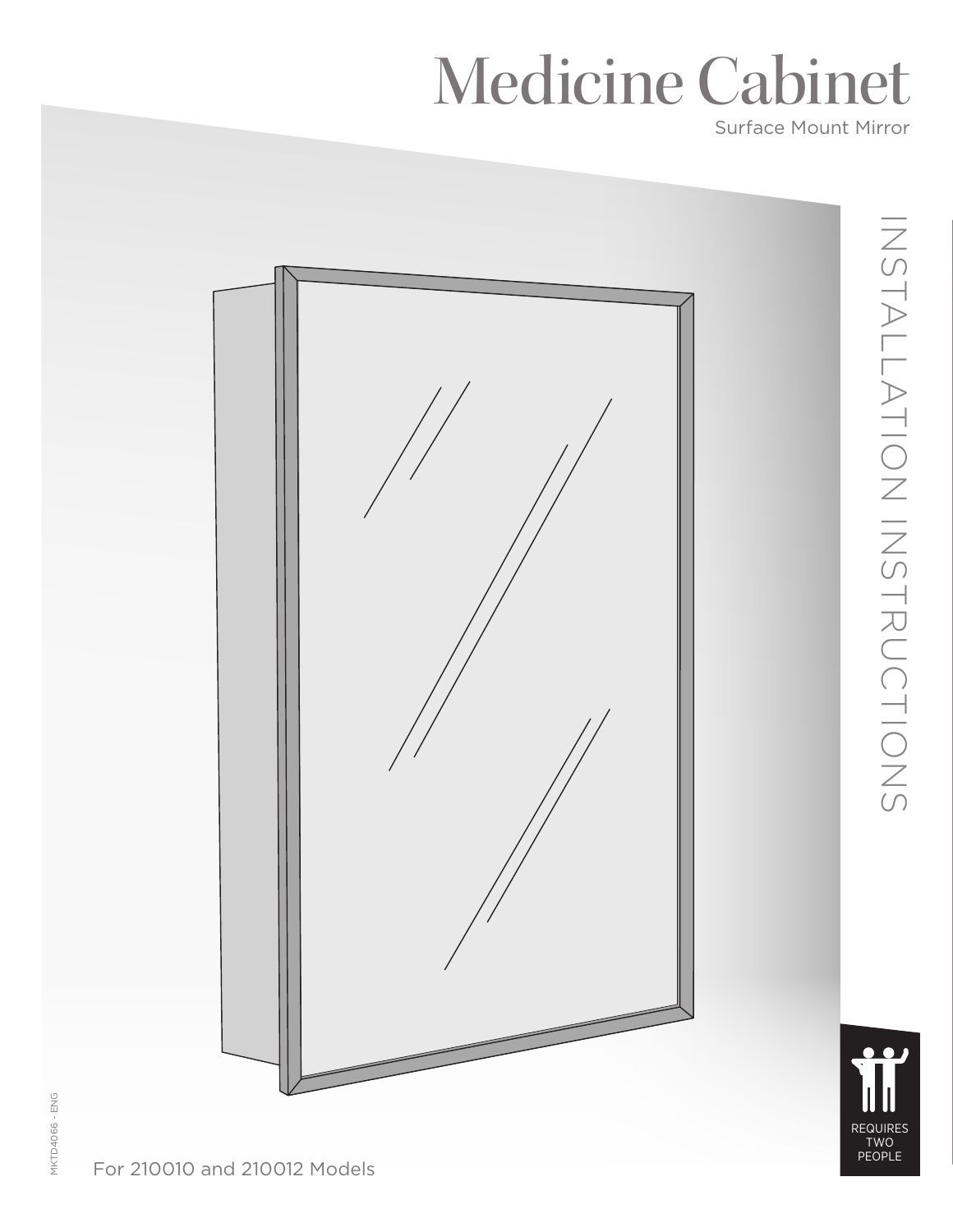# Medicine Cabinet

Surface Mount Mirror

INSTALLATION INSTRUCTIONS

REQUIRES TWO PEOPLE

For 210010 and 210012 Models

MKTD4066 - ENG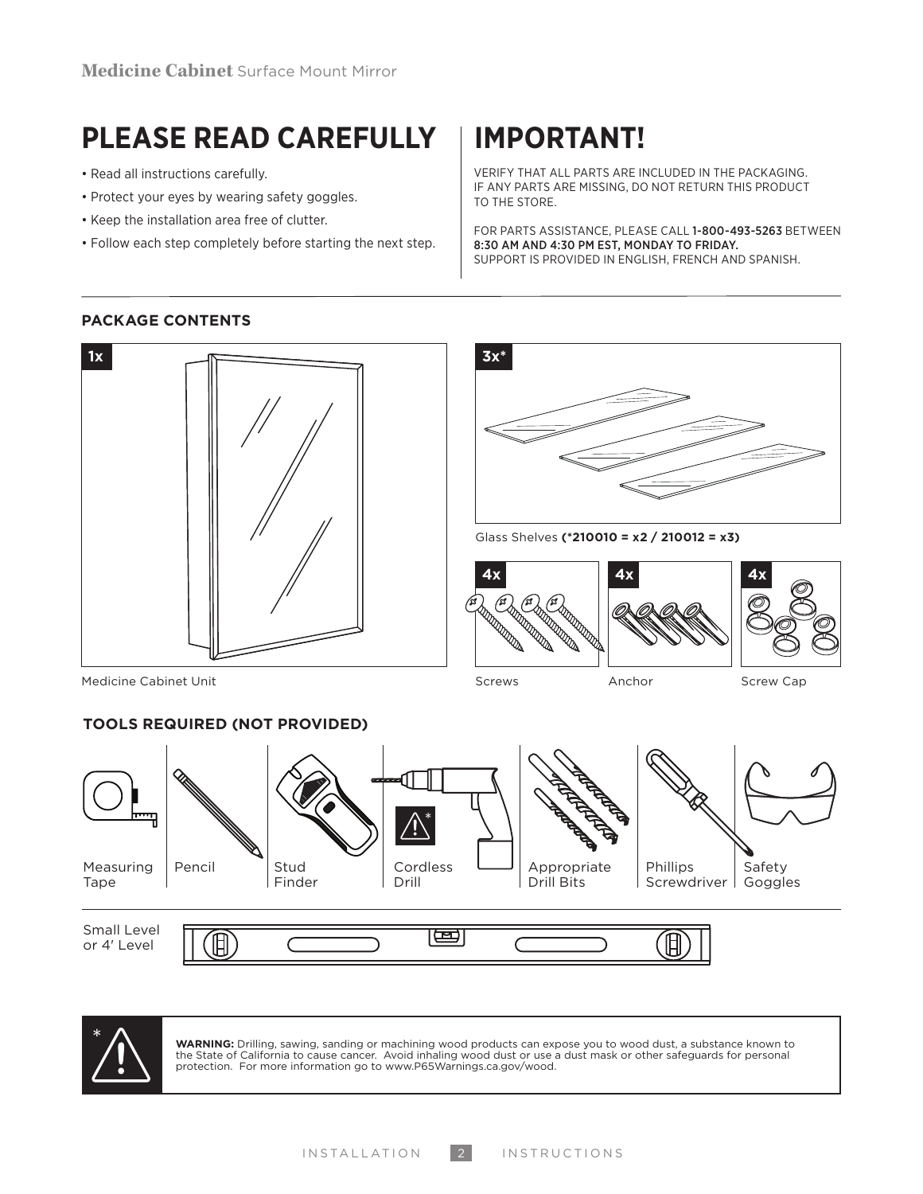## PLEASE READ CAREFULLY

- Read all instructions carefully.
- Protect your eyes by wearing safety goggles.
- Keep the installation area free of clutter.
- Follow each step completely before starting the next step.

## IMPORTANT!

VERIFY THAT ALL PARTS ARE INCLUDED IN THE PACKAGING. IF ANY PARTS ARE MISSING, DO NOT RETURN THIS PRODUCT TO THE STORE.

FOR PARTS ASSISTANCE, PLEASE CALL **1-800-493-5263** BETWEEN **8:30 AM AND 4:30 PM EST, MONDAY TO FRIDAY.**
SUPPORT IS PROVIDED IN ENGLISH, FRENCH AND SPANISH.

### PACKAGE CONTENTS

**1x** Medicine Cabinet Unit

**3x*** Glass Shelves **(*210010 = x2 / 210012 = x3)**

**4x** Screws

**4x** Anchor

**4x** Screw Cap

### TOOLS REQUIRED (NOT PROVIDED)

- Measuring Tape
- Pencil
- Stud Finder
- Cordless Drill *
- Appropriate Drill Bits
- Phillips Screwdriver
- Safety Goggles
- Small Level or 4′ Level

\* **WARNING:** Drilling, sawing, sanding or machining wood products can expose you to wood dust, a substance known to the State of California to cause cancer. Avoid inhaling wood dust or use a dust mask or other safeguards for personal protection. For more information go to www.P65Warnings.ca.gov/wood.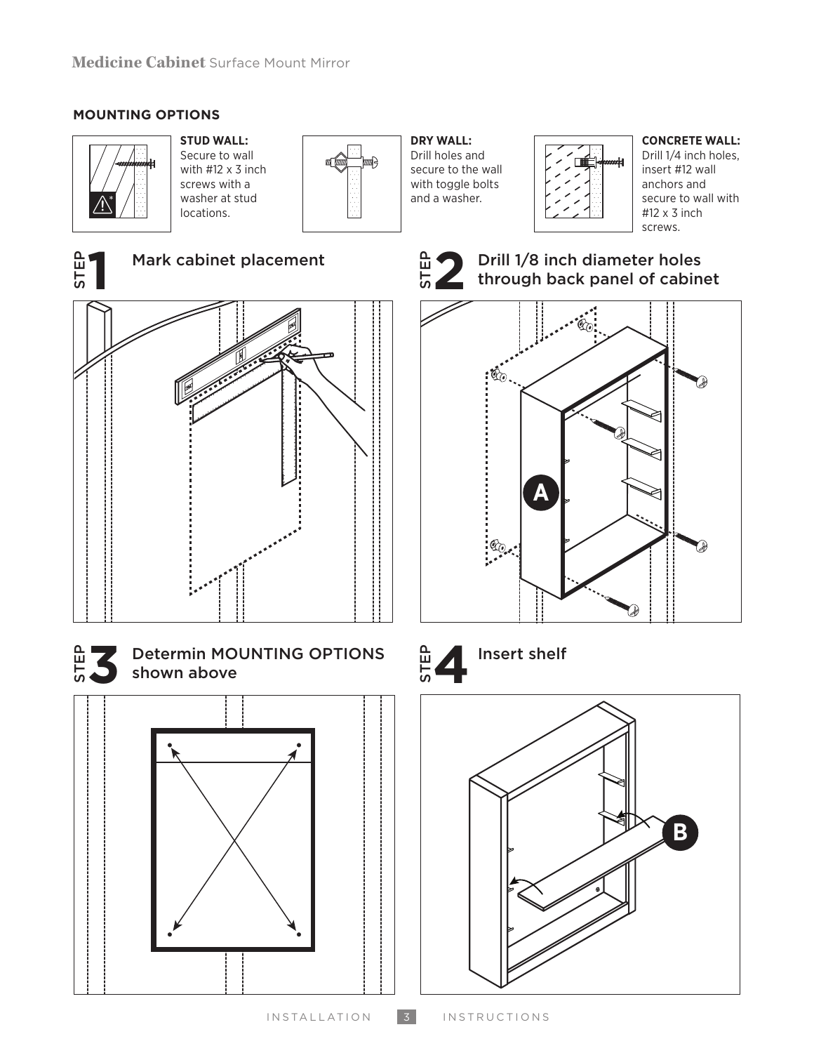## MOUNTING OPTIONS

**STUD WALL:** Secure to wall with #12 x 3 inch screws with a washer at stud locations.

**DRY WALL:** Drill holes and secure to the wall with toggle bolts and a washer.

**CONCRETE WALL:** Drill 1/4 inch holes, insert #12 wall anchors and secure to wall with #12 x 3 inch screws.

### STEP 1 Mark cabinet placement

### STEP 2 Drill 1/8 inch diameter holes through back panel of cabinet

A

### STEP 3 Determin MOUNTING OPTIONS shown above

### STEP 4 Insert shelf

B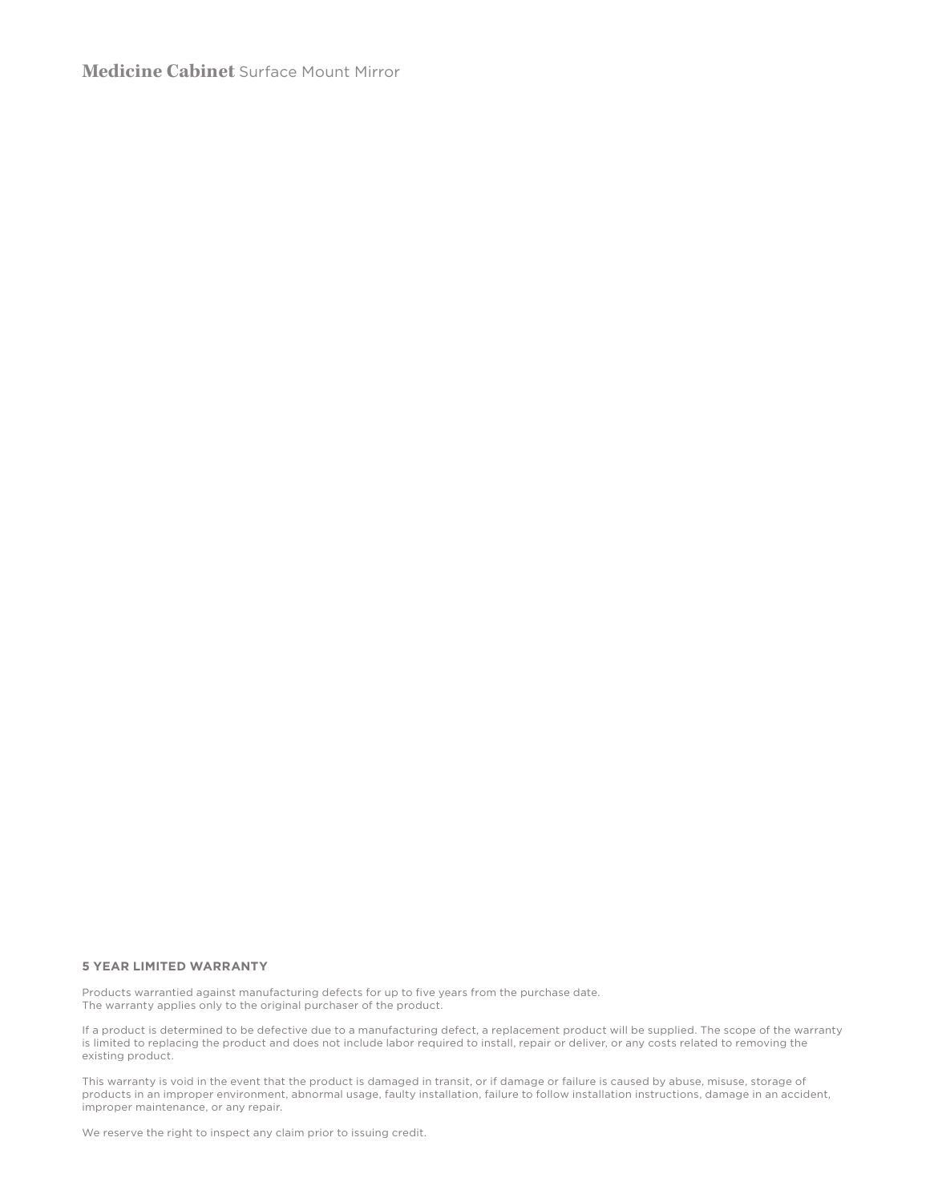**Medicine Cabinet** Surface Mount Mirror

**5 YEAR LIMITED WARRANTY**

Products warrantied against manufacturing defects for up to five years from the purchase date.
The warranty applies only to the original purchaser of the product.

If a product is determined to be defective due to a manufacturing defect, a replacement product will be supplied. The scope of the warranty is limited to replacing the product and does not include labor required to install, repair or deliver, or any costs related to removing the existing product.

This warranty is void in the event that the product is damaged in transit, or if damage or failure is caused by abuse, misuse, storage of products in an improper environment, abnormal usage, faulty installation, failure to follow installation instructions, damage in an accident, improper maintenance, or any repair.

We reserve the right to inspect any claim prior to issuing credit.